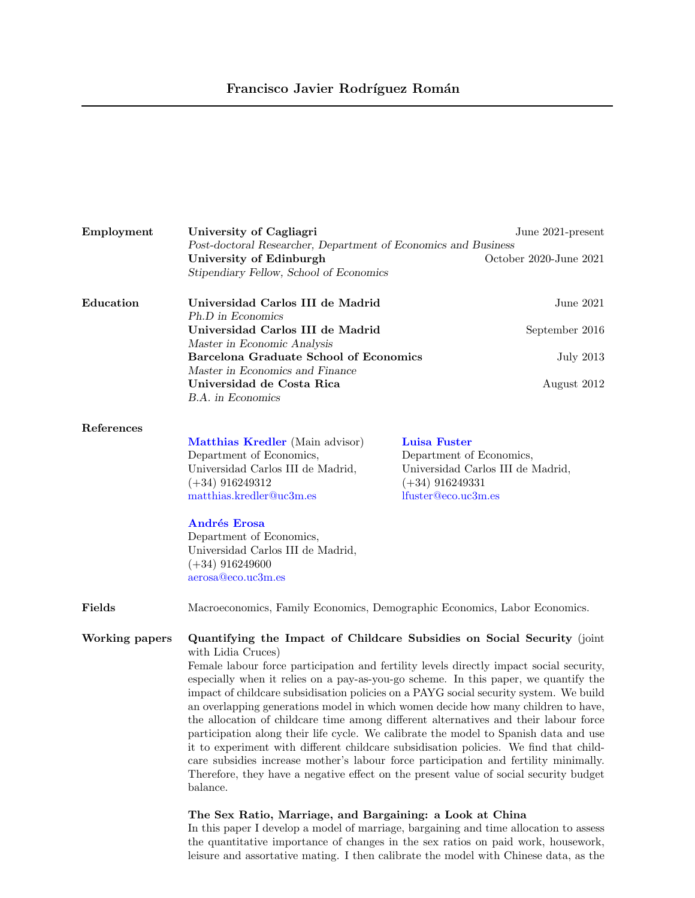# Francisco Javier Rodríguez Román

## Employment

**University of Cagliagri** — June 2021-present
*Post-doctoral Researcher, Department of Economics and Business*

**University of Edinburgh** — October 2020-June 2021
*Stipendiary Fellow, School of Economics*

## Education

**Universidad Carlos III de Madrid** — June 2021
*Ph.D in Economics*

**Universidad Carlos III de Madrid** — September 2016
*Master in Economic Analysis*

**Barcelona Graduate School of Economics** — July 2013
*Master in Economics and Finance*

**Universidad de Costa Rica** — August 2012
*B.A. in Economics*

## References

**Matthias Kredler** (Main advisor)
Department of Economics,
Universidad Carlos III de Madrid,
(+34) 916249312
matthias.kredler@uc3m.es

**Luisa Fuster**
Department of Economics,
Universidad Carlos III de Madrid,
(+34) 916249331
lfuster@eco.uc3m.es

**Andrés Erosa**
Department of Economics,
Universidad Carlos III de Madrid,
(+34) 916249600
aerosa@eco.uc3m.es

## Fields

Macroeconomics, Family Economics, Demographic Economics, Labor Economics.

## Working papers

**Quantifying the Impact of Childcare Subsidies on Social Security** (joint with Lidia Cruces)
Female labour force participation and fertility levels directly impact social security, especially when it relies on a pay-as-you-go scheme. In this paper, we quantify the impact of childcare subsidisation policies on a PAYG social security system. We build an overlapping generations model in which women decide how many children to have, the allocation of childcare time among different alternatives and their labour force participation along their life cycle. We calibrate the model to Spanish data and use it to experiment with different childcare subsidisation policies. We find that childcare subsidies increase mother's labour force participation and fertility minimally. Therefore, they have a negative effect on the present value of social security budget balance.

**The Sex Ratio, Marriage, and Bargaining: a Look at China**
In this paper I develop a model of marriage, bargaining and time allocation to assess the quantitative importance of changes in the sex ratios on paid work, housework, leisure and assortative mating. I then calibrate the model with Chinese data, as the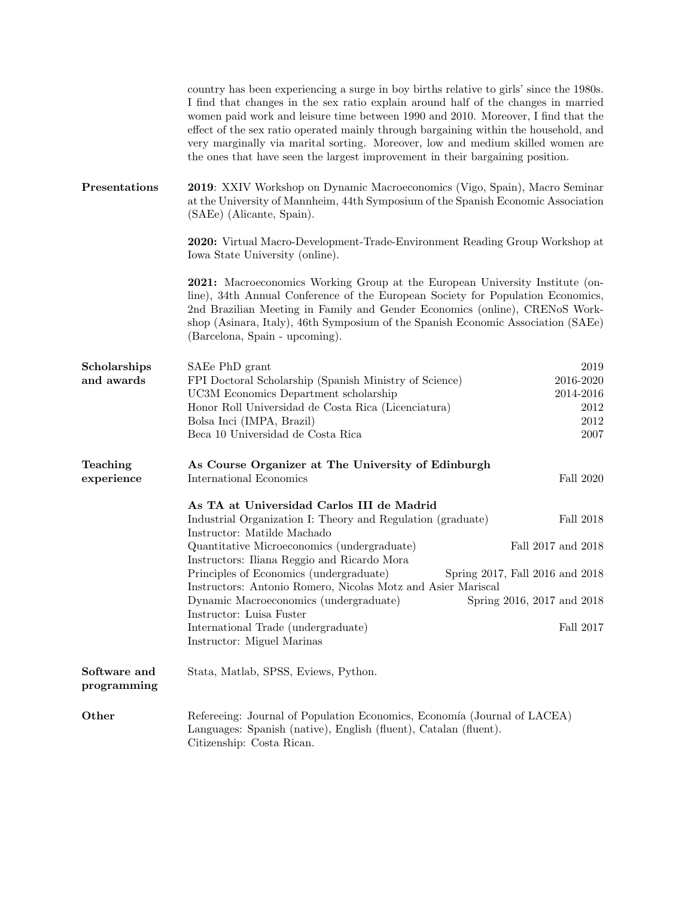country has been experiencing a surge in boy births relative to girls' since the 1980s. I find that changes in the sex ratio explain around half of the changes in married women paid work and leisure time between 1990 and 2010. Moreover, I find that the effect of the sex ratio operated mainly through bargaining within the household, and very marginally via marital sorting. Moreover, low and medium skilled women are the ones that have seen the largest improvement in their bargaining position.

## Presentations

**2019**: XXIV Workshop on Dynamic Macroeconomics (Vigo, Spain), Macro Seminar at the University of Mannheim, 44th Symposium of the Spanish Economic Association (SAEe) (Alicante, Spain).

**2020:** Virtual Macro-Development-Trade-Environment Reading Group Workshop at Iowa State University (online).

**2021:** Macroeconomics Working Group at the European University Institute (online), 34th Annual Conference of the European Society for Population Economics, 2nd Brazilian Meeting in Family and Gender Economics (online), CRENoS Workshop (Asinara, Italy), 46th Symposium of the Spanish Economic Association (SAEe) (Barcelona, Spain - upcoming).

## Scholarships and awards

| | |
|---|---|
| SAEe PhD grant | 2019 |
| FPI Doctoral Scholarship (Spanish Ministry of Science) | 2016-2020 |
| UC3M Economics Department scholarship | 2014-2016 |
| Honor Roll Universidad de Costa Rica (Licenciatura) | 2012 |
| Bolsa Inci (IMPA, Brazil) | 2012 |
| Beca 10 Universidad de Costa Rica | 2007 |

## Teaching experience

**As Course Organizer at The University of Edinburgh**

International Economics — Fall 2020

**As TA at Universidad Carlos III de Madrid**

Industrial Organization I: Theory and Regulation (graduate) — Fall 2018
Instructor: Matilde Machado

Quantitative Microeconomics (undergraduate) — Fall 2017 and 2018
Instructors: Iliana Reggio and Ricardo Mora

Principles of Economics (undergraduate) — Spring 2017, Fall 2016 and 2018
Instructors: Antonio Romero, Nicolas Motz and Asier Mariscal

Dynamic Macroeconomics (undergraduate) — Spring 2016, 2017 and 2018
Instructor: Luisa Fuster

International Trade (undergraduate) — Fall 2017
Instructor: Miguel Marinas

## Software and programming

Stata, Matlab, SPSS, Eviews, Python.

## Other

Refereeing: Journal of Population Economics, Economía (Journal of LACEA)
Languages: Spanish (native), English (fluent), Catalan (fluent).
Citizenship: Costa Rican.